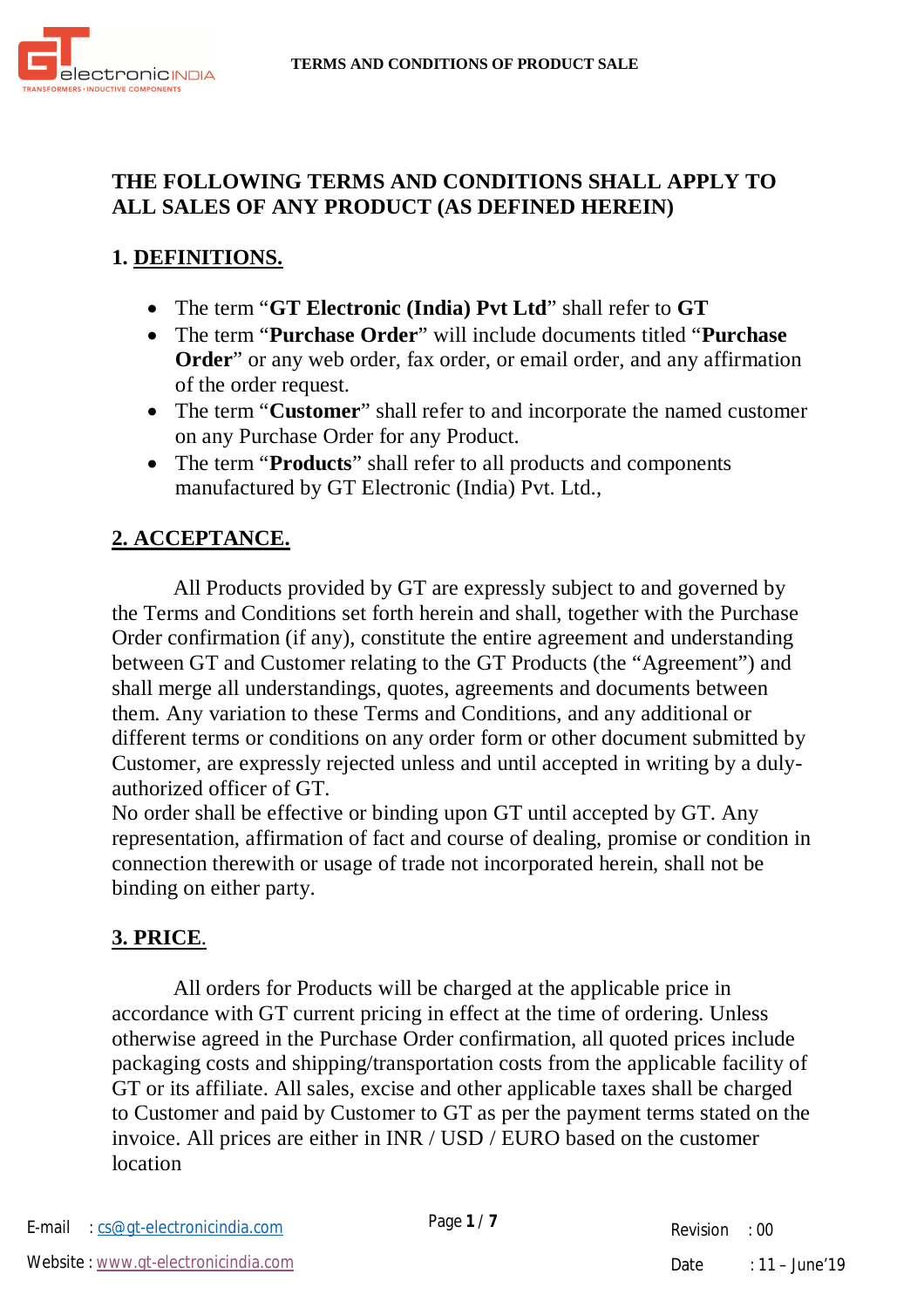# THE FOLLOWING TERMS AND CONDITIONS SHALL APPLY TO ALL SALES OF ANY PRODUCT (AS DEFINED HEREIN)

## 1. DEFINITIONS.

- The term "**GT Electronic (India) Pvt Ltd**" shall refer to **GT**
- The term "**Purchase Order**" will include documents titled "**Purchase Order**" or any web order, fax order, or email order, and any affirmation of the order request.
- The term "**Customer**" shall refer to and incorporate the named customer on any Purchase Order for any Product.
- The term "**Products**" shall refer to all products and components manufactured by GT Electronic (India) Pvt. Ltd.,

## 2. ACCEPTANCE.

All Products provided by GT are expressly subject to and governed by the Terms and Conditions set forth herein and shall, together with the Purchase Order confirmation (if any), constitute the entire agreement and understanding between GT and Customer relating to the GT Products (the "Agreement") and shall merge all understandings, quotes, agreements and documents between them. Any variation to these Terms and Conditions, and any additional or different terms or conditions on any order form or other document submitted by Customer, are expressly rejected unless and until accepted in writing by a duly-authorized officer of GT.

No order shall be effective or binding upon GT until accepted by GT. Any representation, affirmation of fact and course of dealing, promise or condition in connection therewith or usage of trade not incorporated herein, shall not be binding on either party.

## 3. PRICE.

All orders for Products will be charged at the applicable price in accordance with GT current pricing in effect at the time of ordering. Unless otherwise agreed in the Purchase Order confirmation, all quoted prices include packaging costs and shipping/transportation costs from the applicable facility of GT or its affiliate. All sales, excise and other applicable taxes shall be charged to Customer and paid by Customer to GT as per the payment terms stated on the invoice. All prices are either in INR / USD / EURO based on the customer location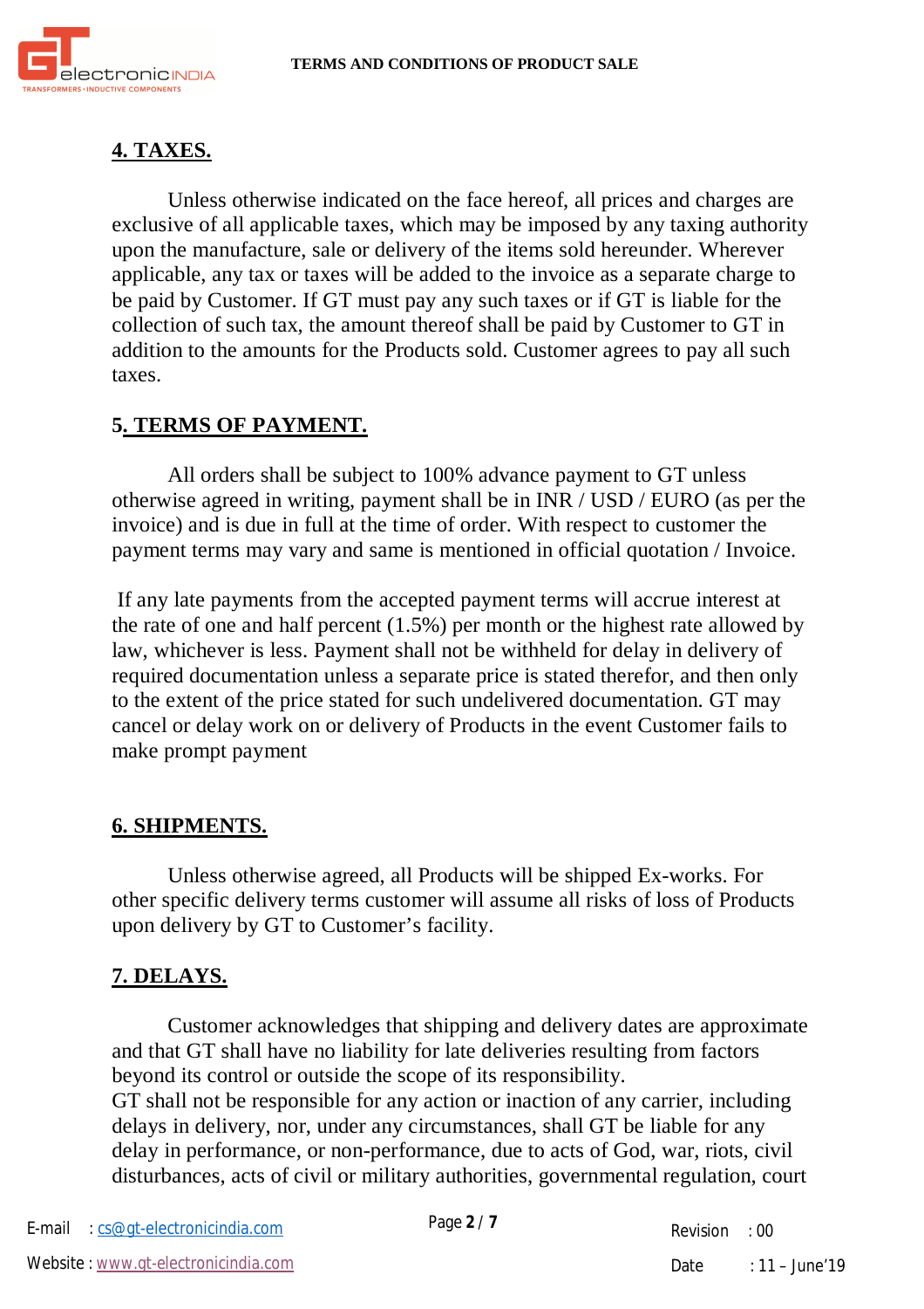## 4. TAXES.

Unless otherwise indicated on the face hereof, all prices and charges are exclusive of all applicable taxes, which may be imposed by any taxing authority upon the manufacture, sale or delivery of the items sold hereunder. Wherever applicable, any tax or taxes will be added to the invoice as a separate charge to be paid by Customer. If GT must pay any such taxes or if GT is liable for the collection of such tax, the amount thereof shall be paid by Customer to GT in addition to the amounts for the Products sold. Customer agrees to pay all such taxes.

## 5. TERMS OF PAYMENT.

All orders shall be subject to 100% advance payment to GT unless otherwise agreed in writing, payment shall be in INR / USD / EURO (as per the invoice) and is due in full at the time of order. With respect to customer the payment terms may vary and same is mentioned in official quotation / Invoice.

If any late payments from the accepted payment terms will accrue interest at the rate of one and half percent (1.5%) per month or the highest rate allowed by law, whichever is less. Payment shall not be withheld for delay in delivery of required documentation unless a separate price is stated therefor, and then only to the extent of the price stated for such undelivered documentation. GT may cancel or delay work on or delivery of Products in the event Customer fails to make prompt payment

## 6. SHIPMENTS.

Unless otherwise agreed, all Products will be shipped Ex-works. For other specific delivery terms customer will assume all risks of loss of Products upon delivery by GT to Customer's facility.

## 7. DELAYS.

Customer acknowledges that shipping and delivery dates are approximate and that GT shall have no liability for late deliveries resulting from factors beyond its control or outside the scope of its responsibility.
GT shall not be responsible for any action or inaction of any carrier, including delays in delivery, nor, under any circumstances, shall GT be liable for any delay in performance, or non-performance, due to acts of God, war, riots, civil disturbances, acts of civil or military authorities, governmental regulation, court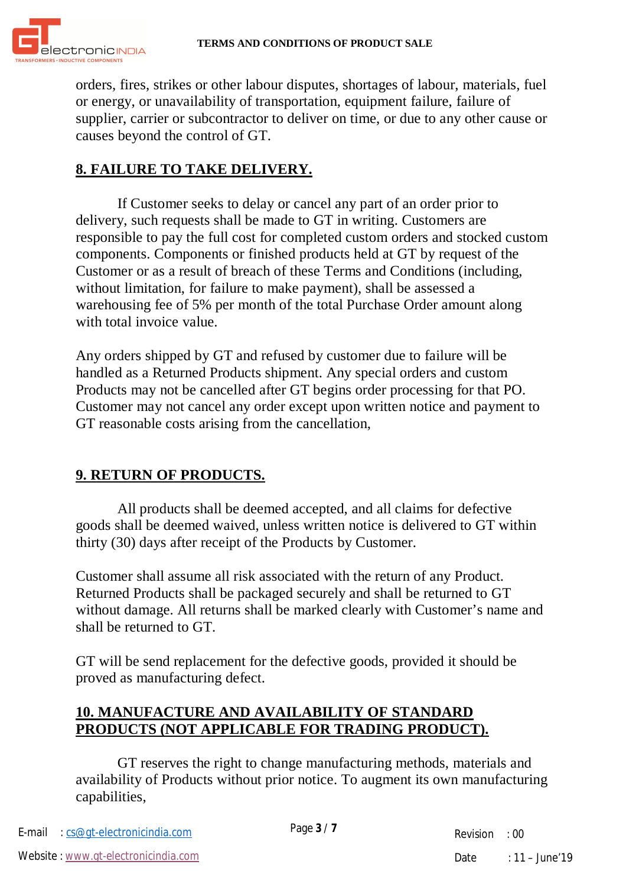orders, fires, strikes or other labour disputes, shortages of labour, materials, fuel or energy, or unavailability of transportation, equipment failure, failure of supplier, carrier or subcontractor to deliver on time, or due to any other cause or causes beyond the control of GT.

## 8. FAILURE TO TAKE DELIVERY.

If Customer seeks to delay or cancel any part of an order prior to delivery, such requests shall be made to GT in writing. Customers are responsible to pay the full cost for completed custom orders and stocked custom components. Components or finished products held at GT by request of the Customer or as a result of breach of these Terms and Conditions (including, without limitation, for failure to make payment), shall be assessed a warehousing fee of 5% per month of the total Purchase Order amount along with total invoice value.

Any orders shipped by GT and refused by customer due to failure will be handled as a Returned Products shipment. Any special orders and custom Products may not be cancelled after GT begins order processing for that PO. Customer may not cancel any order except upon written notice and payment to GT reasonable costs arising from the cancellation,

## 9. RETURN OF PRODUCTS.

All products shall be deemed accepted, and all claims for defective goods shall be deemed waived, unless written notice is delivered to GT within thirty (30) days after receipt of the Products by Customer.

Customer shall assume all risk associated with the return of any Product. Returned Products shall be packaged securely and shall be returned to GT without damage. All returns shall be marked clearly with Customer's name and shall be returned to GT.

GT will be send replacement for the defective goods, provided it should be proved as manufacturing defect.

## 10. MANUFACTURE AND AVAILABILITY OF STANDARD PRODUCTS (NOT APPLICABLE FOR TRADING PRODUCT).

GT reserves the right to change manufacturing methods, materials and availability of Products without prior notice. To augment its own manufacturing capabilities,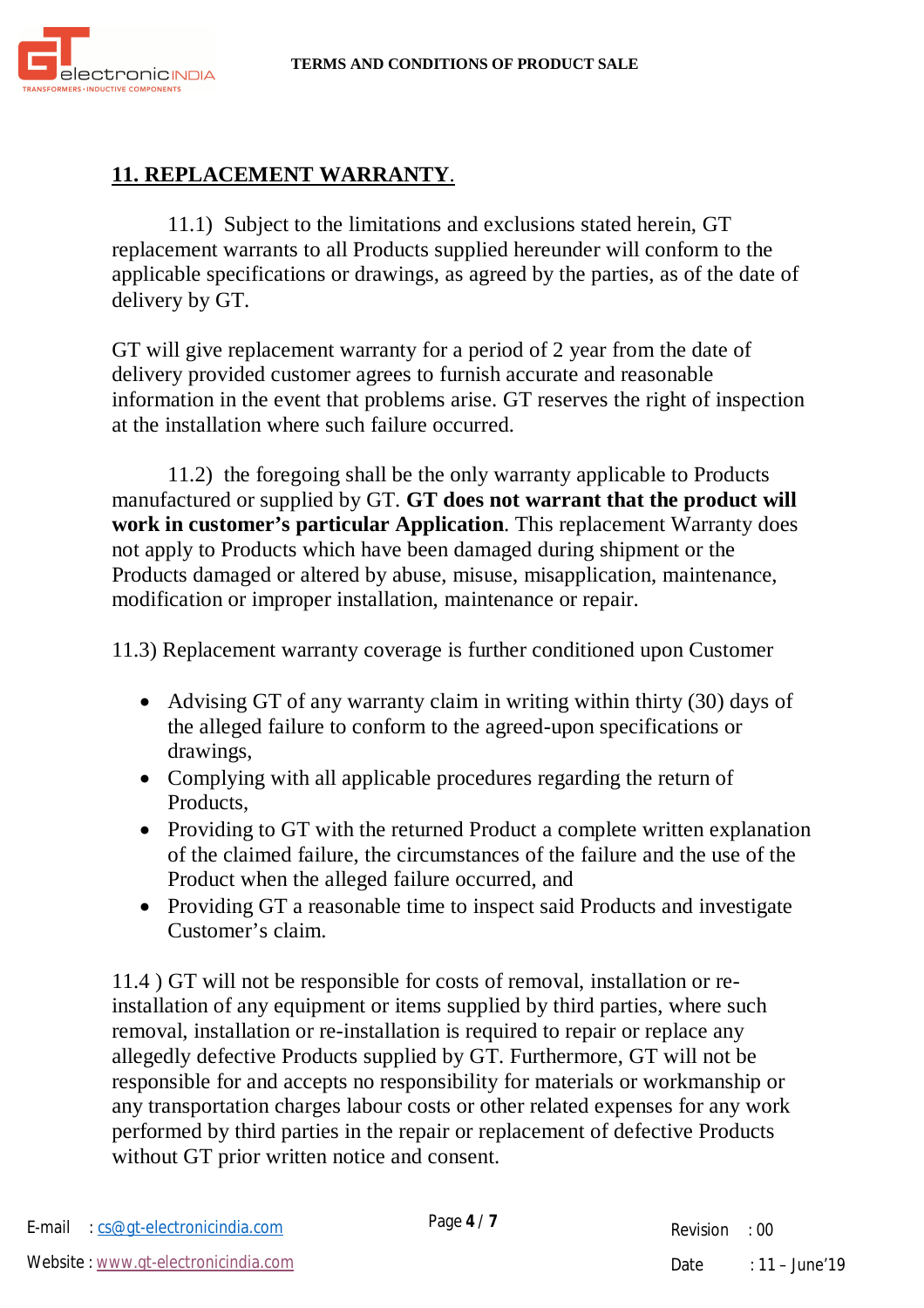## 11. REPLACEMENT WARRANTY.

11.1) Subject to the limitations and exclusions stated herein, GT replacement warrants to all Products supplied hereunder will conform to the applicable specifications or drawings, as agreed by the parties, as of the date of delivery by GT.

GT will give replacement warranty for a period of 2 year from the date of delivery provided customer agrees to furnish accurate and reasonable information in the event that problems arise. GT reserves the right of inspection at the installation where such failure occurred.

11.2) the foregoing shall be the only warranty applicable to Products manufactured or supplied by GT. **GT does not warrant that the product will work in customer's particular Application**. This replacement Warranty does not apply to Products which have been damaged during shipment or the Products damaged or altered by abuse, misuse, misapplication, maintenance, modification or improper installation, maintenance or repair.

11.3) Replacement warranty coverage is further conditioned upon Customer

- Advising GT of any warranty claim in writing within thirty (30) days of the alleged failure to conform to the agreed-upon specifications or drawings,
- Complying with all applicable procedures regarding the return of Products,
- Providing to GT with the returned Product a complete written explanation of the claimed failure, the circumstances of the failure and the use of the Product when the alleged failure occurred, and
- Providing GT a reasonable time to inspect said Products and investigate Customer's claim.

11.4 ) GT will not be responsible for costs of removal, installation or re-installation of any equipment or items supplied by third parties, where such removal, installation or re-installation is required to repair or replace any allegedly defective Products supplied by GT. Furthermore, GT will not be responsible for and accepts no responsibility for materials or workmanship or any transportation charges labour costs or other related expenses for any work performed by third parties in the repair or replacement of defective Products without GT prior written notice and consent.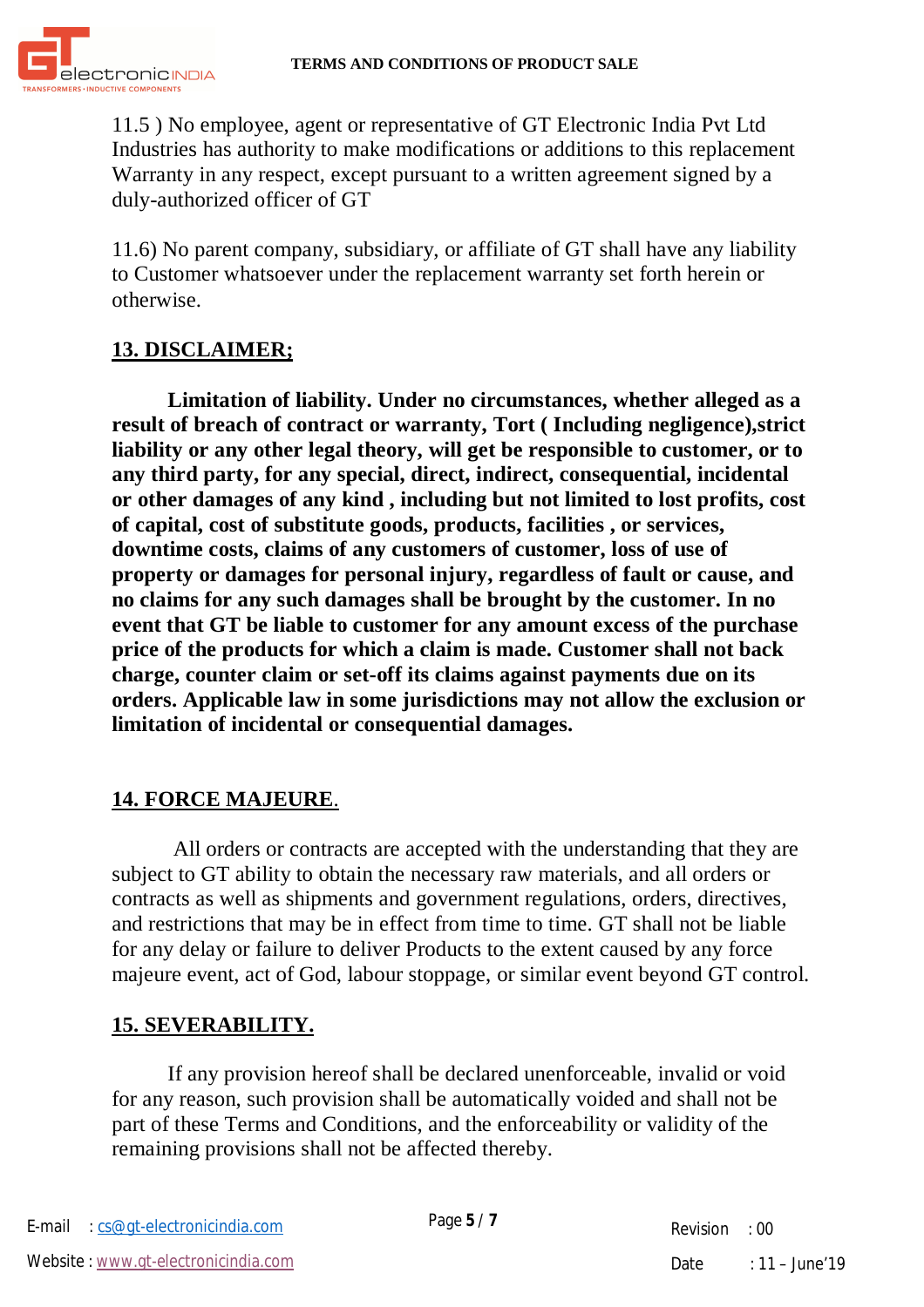11.5 ) No employee, agent or representative of GT Electronic India Pvt Ltd Industries has authority to make modifications or additions to this replacement Warranty in any respect, except pursuant to a written agreement signed by a duly-authorized officer of GT

11.6) No parent company, subsidiary, or affiliate of GT shall have any liability to Customer whatsoever under the replacement warranty set forth herein or otherwise.

## 13. DISCLAIMER;

**Limitation of liability. Under no circumstances, whether alleged as a result of breach of contract or warranty, Tort ( Including negligence),strict liability or any other legal theory, will get be responsible to customer, or to any third party, for any special, direct, indirect, consequential, incidental or other damages of any kind , including but not limited to lost profits, cost of capital, cost of substitute goods, products, facilities , or services, downtime costs, claims of any customers of customer, loss of use of property or damages for personal injury, regardless of fault or cause, and no claims for any such damages shall be brought by the customer. In no event that GT be liable to customer for any amount excess of the purchase price of the products for which a claim is made. Customer shall not back charge, counter claim or set-off its claims against payments due on its orders. Applicable law in some jurisdictions may not allow the exclusion or limitation of incidental or consequential damages.**

## 14. FORCE MAJEURE.

All orders or contracts are accepted with the understanding that they are subject to GT ability to obtain the necessary raw materials, and all orders or contracts as well as shipments and government regulations, orders, directives, and restrictions that may be in effect from time to time. GT shall not be liable for any delay or failure to deliver Products to the extent caused by any force majeure event, act of God, labour stoppage, or similar event beyond GT control.

## 15. SEVERABILITY.

If any provision hereof shall be declared unenforceable, invalid or void for any reason, such provision shall be automatically voided and shall not be part of these Terms and Conditions, and the enforceability or validity of the remaining provisions shall not be affected thereby.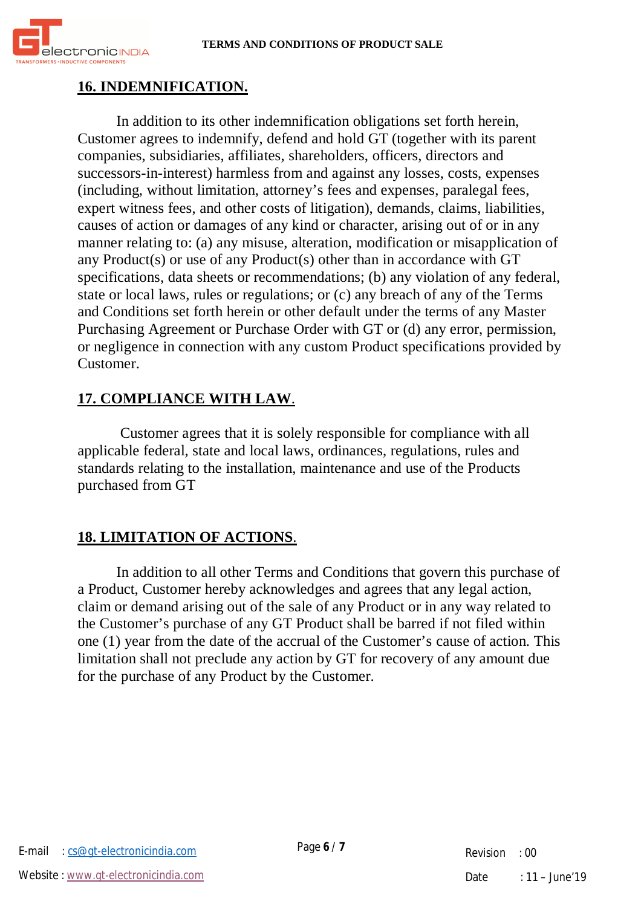## 16. INDEMNIFICATION.

In addition to its other indemnification obligations set forth herein, Customer agrees to indemnify, defend and hold GT (together with its parent companies, subsidiaries, affiliates, shareholders, officers, directors and successors-in-interest) harmless from and against any losses, costs, expenses (including, without limitation, attorney's fees and expenses, paralegal fees, expert witness fees, and other costs of litigation), demands, claims, liabilities, causes of action or damages of any kind or character, arising out of or in any manner relating to: (a) any misuse, alteration, modification or misapplication of any Product(s) or use of any Product(s) other than in accordance with GT specifications, data sheets or recommendations; (b) any violation of any federal, state or local laws, rules or regulations; or (c) any breach of any of the Terms and Conditions set forth herein or other default under the terms of any Master Purchasing Agreement or Purchase Order with GT or (d) any error, permission, or negligence in connection with any custom Product specifications provided by Customer.

## 17. COMPLIANCE WITH LAW.

Customer agrees that it is solely responsible for compliance with all applicable federal, state and local laws, ordinances, regulations, rules and standards relating to the installation, maintenance and use of the Products purchased from GT

## 18. LIMITATION OF ACTIONS.

In addition to all other Terms and Conditions that govern this purchase of a Product, Customer hereby acknowledges and agrees that any legal action, claim or demand arising out of the sale of any Product or in any way related to the Customer's purchase of any GT Product shall be barred if not filed within one (1) year from the date of the accrual of the Customer's cause of action. This limitation shall not preclude any action by GT for recovery of any amount due for the purchase of any Product by the Customer.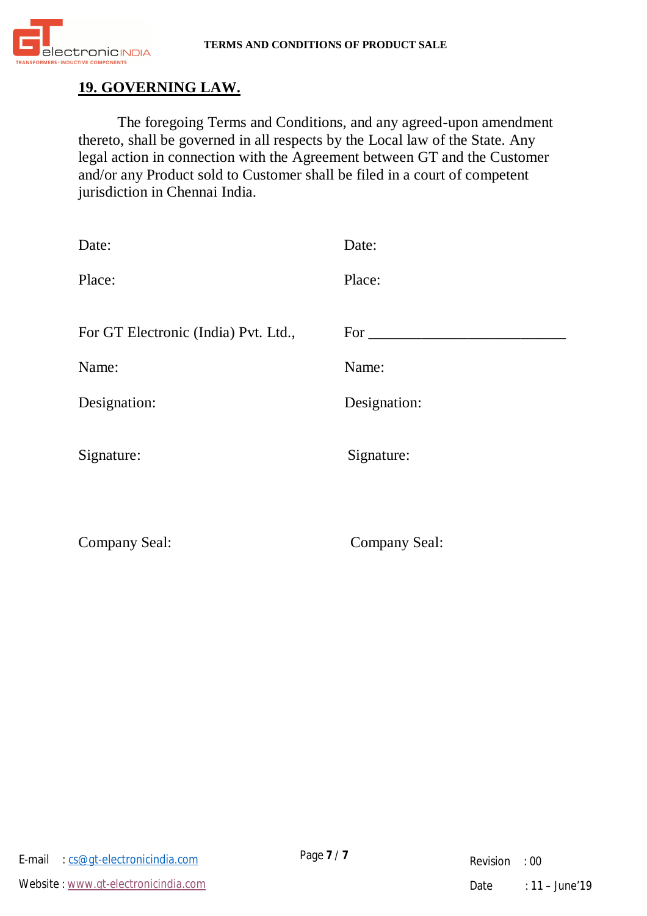## 19. GOVERNING LAW.

The foregoing Terms and Conditions, and any agreed-upon amendment thereto, shall be governed in all respects by the Local law of the State. Any legal action in connection with the Agreement between GT and the Customer and/or any Product sold to Customer shall be filed in a court of competent jurisdiction in Chennai India.

| | |
|---|---|
| Date: | Date: |
| Place: | Place: |
| For GT Electronic (India) Pvt. Ltd., | For ___________________________ |
| Name: | Name: |
| Designation: | Designation: |
| Signature: | Signature: |
| Company Seal: | Company Seal: |